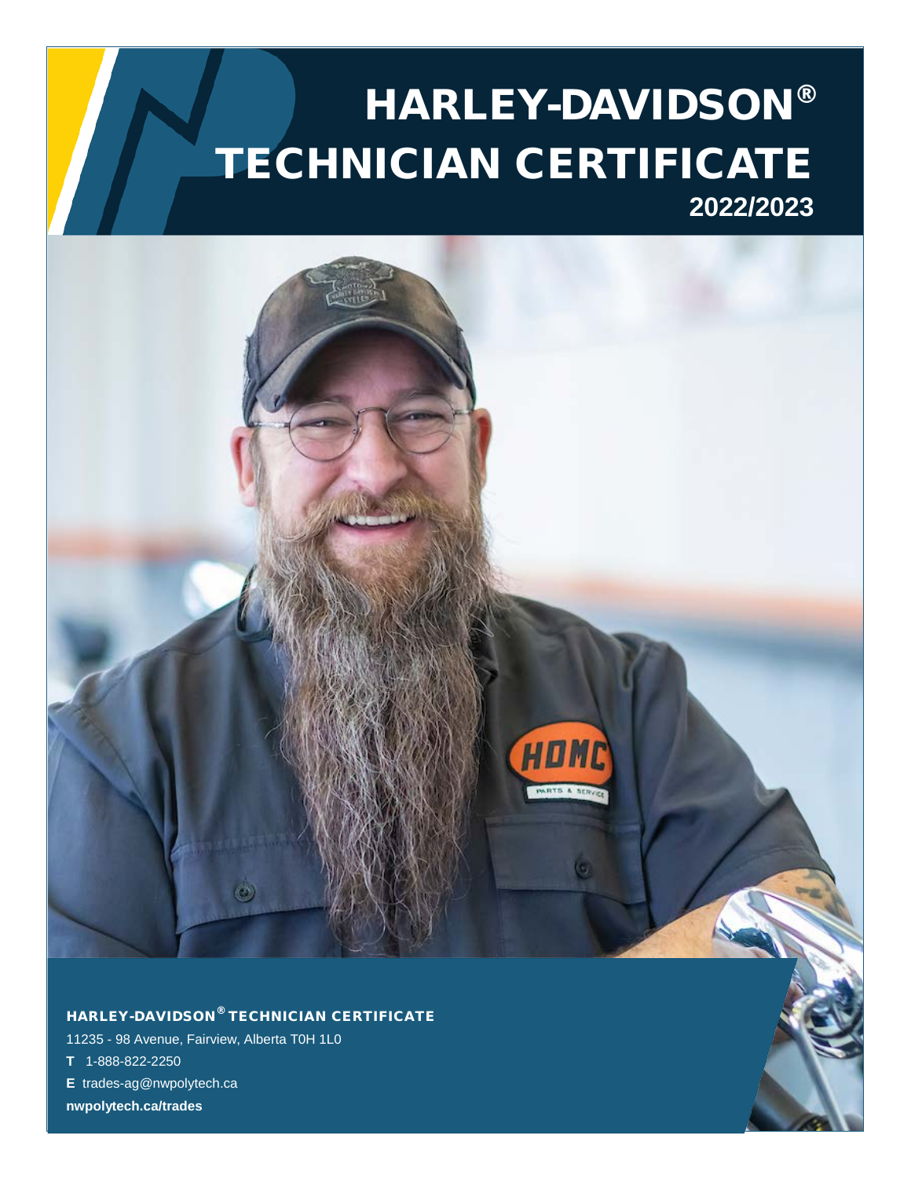# HARLEY-DAVIDSON® TECHNICIAN CERTIFICATE

**2022/2023**

HARLEY-DAVIDSON® TECHNICIAN CERTIFICATE

11235 - 98 Avenue, Fairview, Alberta T0H 1L0

**T** 1-888-822-2250

**E** trades-ag@nwpolytech.ca

**nwpolytech.ca/trades**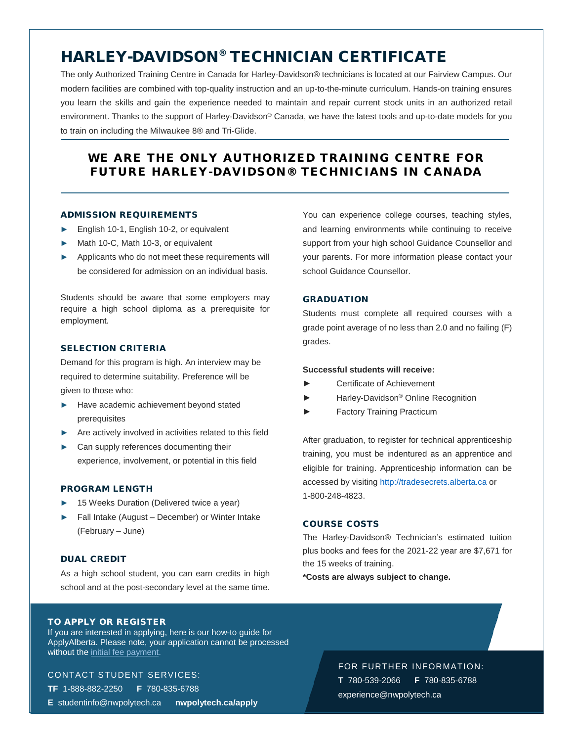# HARLEY-DAVIDSON® TECHNICIAN CERTIFICATE

The only Authorized Training Centre in Canada for Harley-Davidson® technicians is located at our Fairview Campus. Our modern facilities are combined with top-quality instruction and an up-to-the-minute curriculum. Hands-on training ensures you learn the skills and gain the experience needed to maintain and repair current stock units in an authorized retail environment. Thanks to the support of Harley-Davidson® Canada, we have the latest tools and up-to-date models for you to train on including the Milwaukee 8® and Tri-Glide.

## WE ARE THE ONLY AUTHORIZED TRAINING CENTRE FOR FUTURE HARLEY-DAVIDSON® TECHNICIANS IN CANADA

### ADMISSION REQUIREMENTS

- English 10-1, English 10-2, or equivalent
- Math 10-C, Math 10-3, or equivalent
- Applicants who do not meet these requirements will be considered for admission on an individual basis.

Students should be aware that some employers may require a high school diploma as a prerequisite for employment.

### SELECTION CRITERIA

Demand for this program is high. An interview may be required to determine suitability. Preference will be given to those who:

- Have academic achievement beyond stated prerequisites
- Are actively involved in activities related to this field
- Can supply references documenting their experience, involvement, or potential in this field

### PROGRAM LENGTH

- 15 Weeks Duration (Delivered twice a year)
- Fall Intake (August – December) or Winter Intake (February – June)

### DUAL CREDIT

As a high school student, you can earn credits in high school and at the post-secondary level at the same time. You can experience college courses, teaching styles, and learning environments while continuing to receive support from your high school Guidance Counsellor and your parents. For more information please contact your school Guidance Counsellor.

### GRADUATION

Students must complete all required courses with a grade point average of no less than 2.0 and no failing (F) grades.

**Successful students will receive:**

- Certificate of Achievement
- Harley-Davidson® Online Recognition
- Factory Training Practicum

After graduation, to register for technical apprenticeship training, you must be indentured as an apprentice and eligible for training. Apprenticeship information can be accessed by visiting http://tradesecrets.alberta.ca or 1-800-248-4823.

### COURSE COSTS

The Harley-Davidson® Technician's estimated tuition plus books and fees for the 2021-22 year are $7,671 for the 15 weeks of training.

**\*Costs are always subject to change.**

### TO APPLY OR REGISTER

If you are interested in applying, here is our how-to guide for ApplyAlberta. Please note, your application cannot be processed without the initial fee payment.

CONTACT STUDENT SERVICES:

**TF** 1-888-882-2250 **F** 780-835-6788

**E** studentinfo@nwpolytech.ca **nwpolytech.ca/apply**

FOR FURTHER INFORMATION:

**T** 780-539-2066 **F** 780-835-6788

experience@nwpolytech.ca